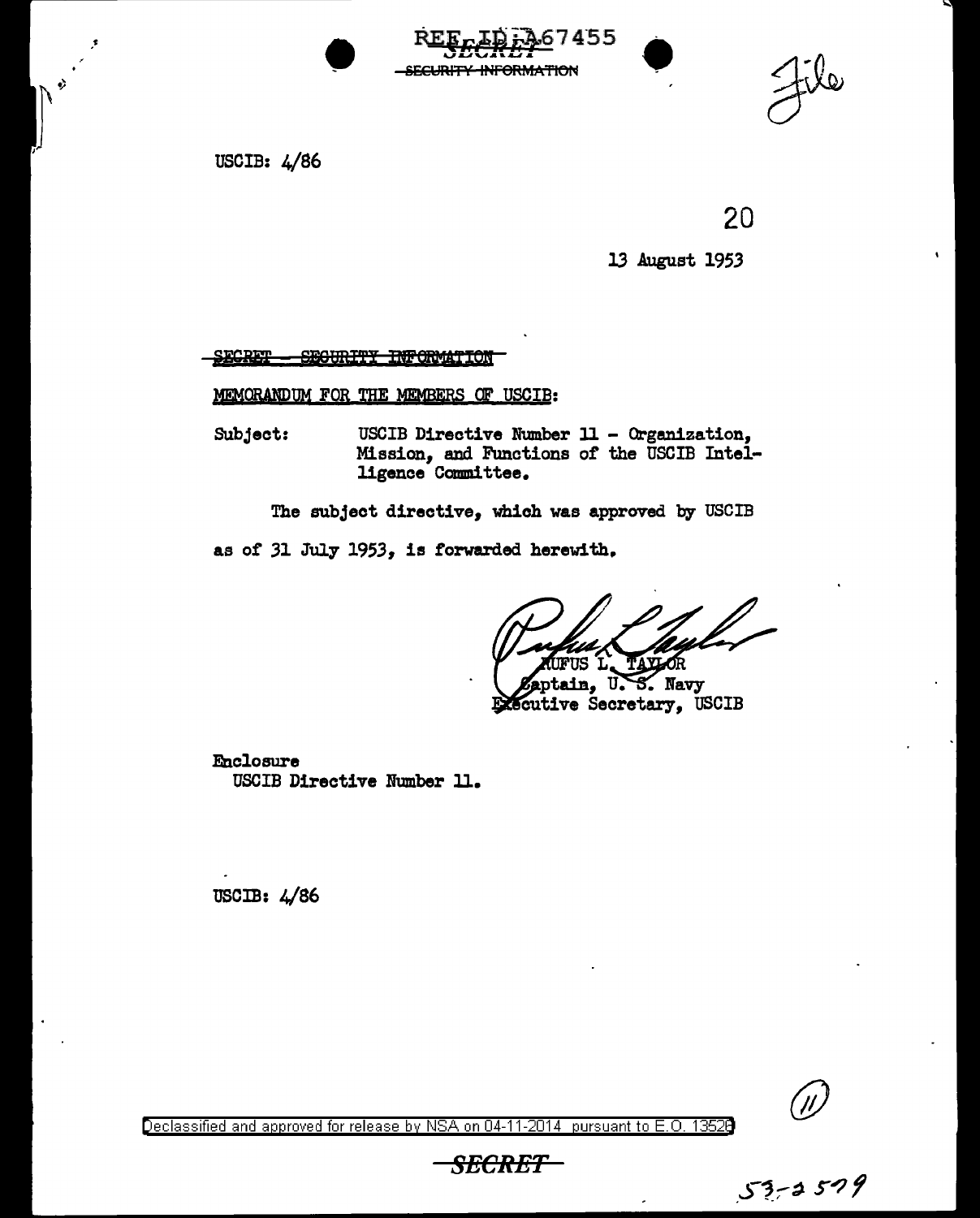REF ID:A67455

SECRET

~~SECURITY INFORMATION~~

File

USCIB: 4/86

20

13 August 1953

~~SECRET - SECURITY INFORMATION~~

MEMORANDUM FOR THE MEMBERS OF USCIB:

Subject: USCIB Directive Number 11 - Organization, Mission, and Functions of the USCIB Intelligence Committee.

The subject directive, which was approved by USCIB as of 31 July 1953, is forwarded herewith.

RUFUS L. TAYLOR
Captain, U. S. Navy
Executive Secretary, USCIB

Enclosure
USCIB Directive Number 11.

USCIB: 4/86

Declassified and approved for release by NSA on 04-11-2014 pursuant to E.O. 13526

SECRET

53-2579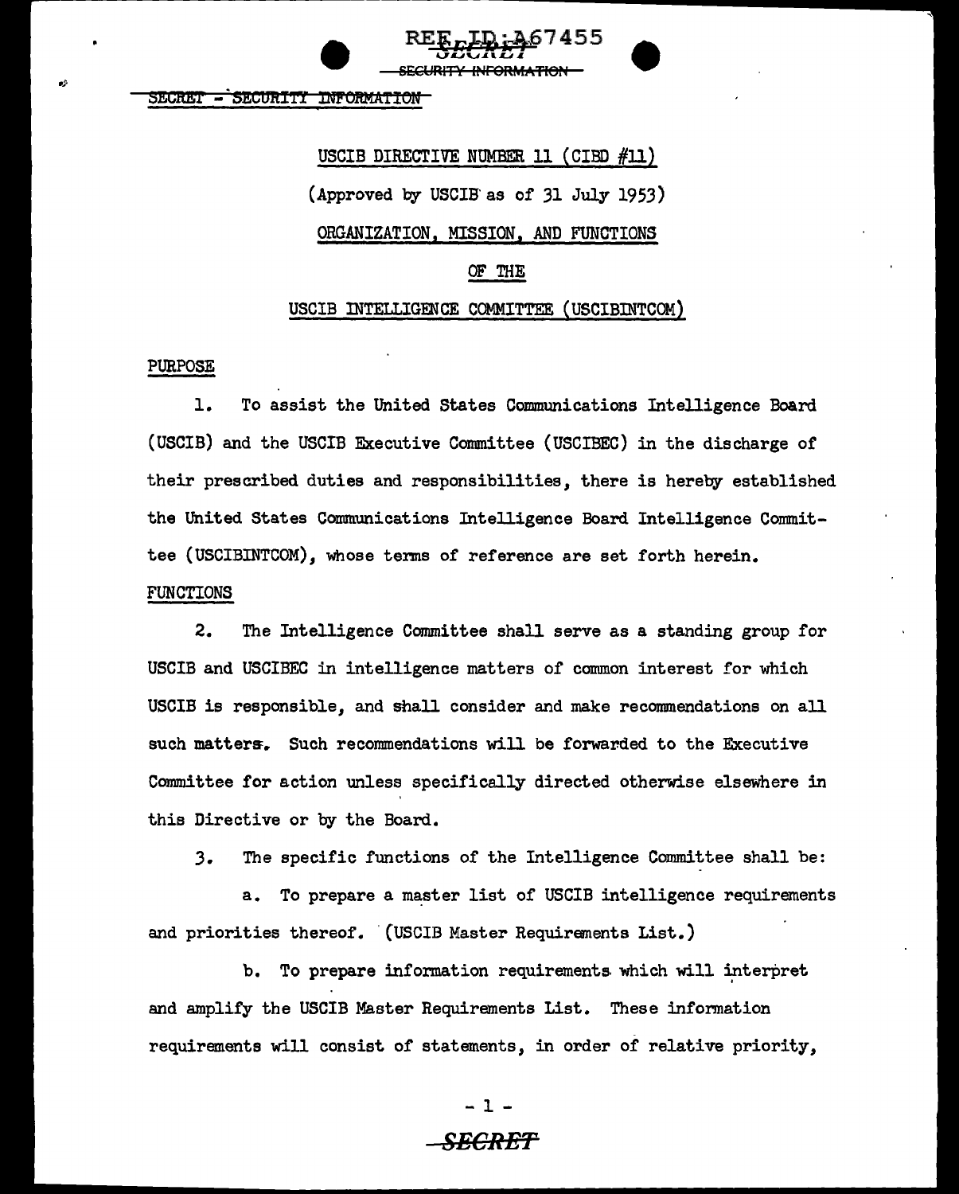SECRET - SECURITY INFORMATION

USCIB DIRECTIVE NUMBER 11 (CIBD #11)

(Approved by USCIB as of 31 July 1953)

ORGANIZATION, MISSION, AND FUNCTIONS

OF THE

USCIB INTELLIGENCE COMMITTEE (USCIBINTCOM)

PURPOSE

1. To assist the United States Communications Intelligence Board (USCIB) and the USCIB Executive Committee (USCIBEC) in the discharge of their prescribed duties and responsibilities, there is hereby established the United States Communications Intelligence Board Intelligence Committee (USCIBINTCOM), whose terms of reference are set forth herein.

FUNCTIONS

2. The Intelligence Committee shall serve as a standing group for USCIB and USCIBEC in intelligence matters of common interest for which USCIB is responsible, and shall consider and make recommendations on all such matters. Such recommendations will be forwarded to the Executive Committee for action unless specifically directed otherwise elsewhere in this Directive or by the Board.

3. The specific functions of the Intelligence Committee shall be:

a. To prepare a master list of USCIB intelligence requirements and priorities thereof. (USCIB Master Requirements List.)

b. To prepare information requirements which will interpret and amplify the USCIB Master Requirements List. These information requirements will consist of statements, in order of relative priority,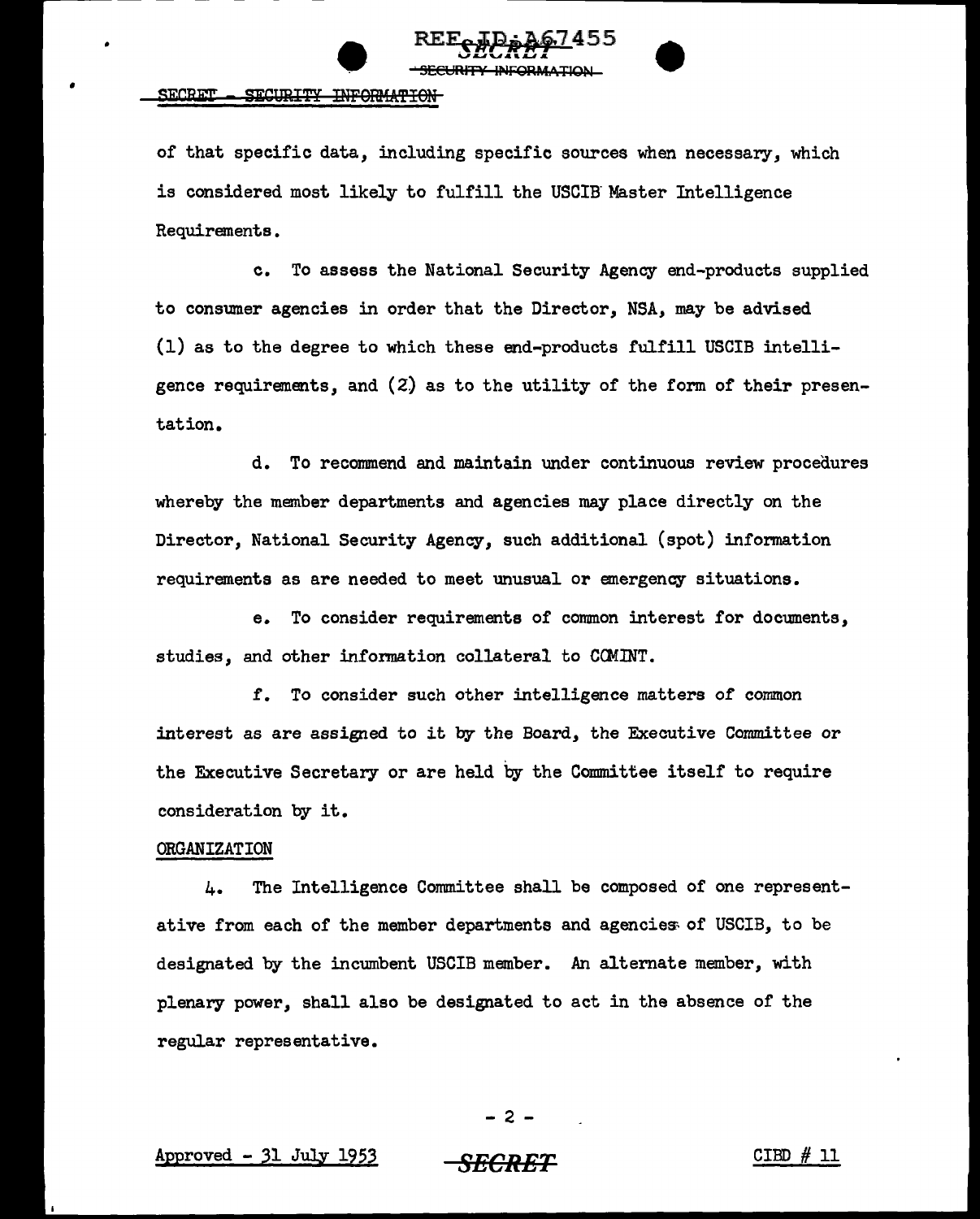of that specific data, including specific sources when necessary, which is considered most likely to fulfill the USCIB Master Intelligence Requirements.

c. To assess the National Security Agency end-products supplied to consumer agencies in order that the Director, NSA, may be advised (1) as to the degree to which these end-products fulfill USCIB intelligence requirements, and (2) as to the utility of the form of their presentation.

d. To recommend and maintain under continuous review procedures whereby the member departments and agencies may place directly on the Director, National Security Agency, such additional (spot) information requirements as are needed to meet unusual or emergency situations.

e. To consider requirements of common interest for documents, studies, and other information collateral to COMINT.

f. To consider such other intelligence matters of common interest as are assigned to it by the Board, the Executive Committee or the Executive Secretary or are held by the Committee itself to require consideration by it.

ORGANIZATION

4. The Intelligence Committee shall be composed of one representative from each of the member departments and agencies of USCIB, to be designated by the incumbent USCIB member. An alternate member, with plenary power, shall also be designated to act in the absence of the regular representative.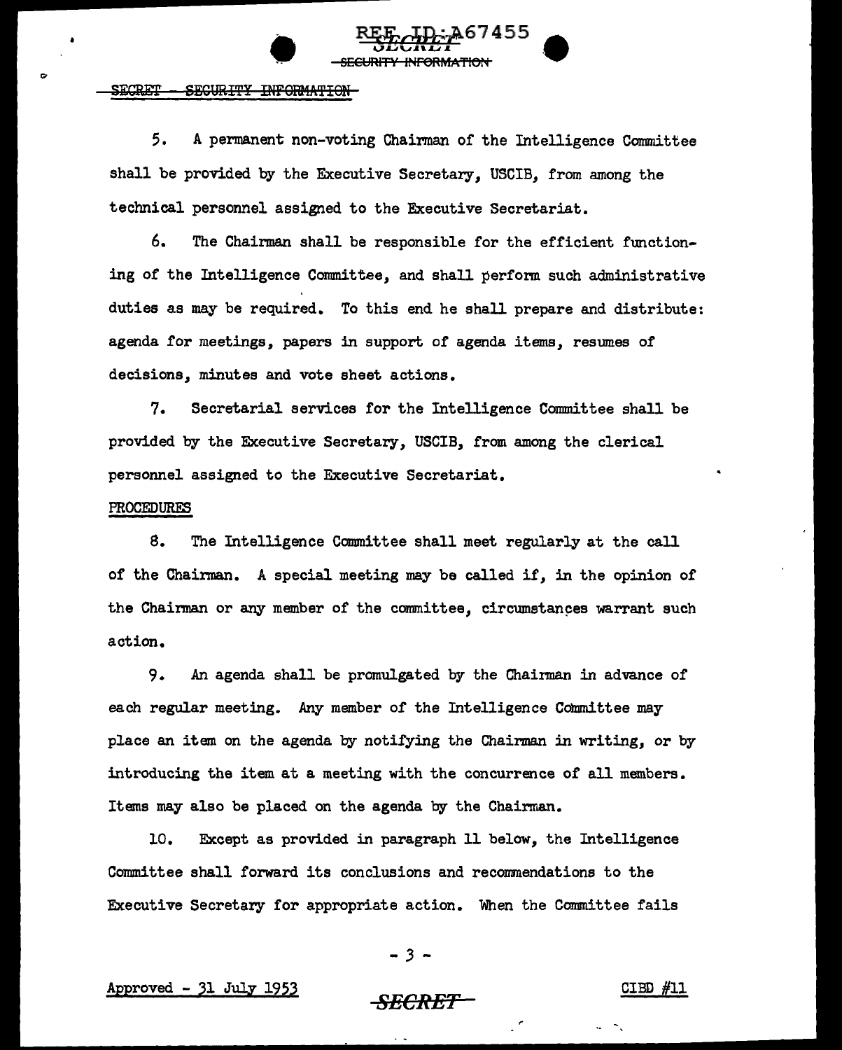5. A permanent non-voting Chairman of the Intelligence Committee shall be provided by the Executive Secretary, USCIB, from among the technical personnel assigned to the Executive Secretariat.

6. The Chairman shall be responsible for the efficient functioning of the Intelligence Committee, and shall perform such administrative duties as may be required. To this end he shall prepare and distribute: agenda for meetings, papers in support of agenda items, resumes of decisions, minutes and vote sheet actions.

7. Secretarial services for the Intelligence Committee shall be provided by the Executive Secretary, USCIB, from among the clerical personnel assigned to the Executive Secretariat.

PROCEDURES

8. The Intelligence Committee shall meet regularly at the call of the Chairman. A special meeting may be called if, in the opinion of the Chairman or any member of the committee, circumstances warrant such action.

9. An agenda shall be promulgated by the Chairman in advance of each regular meeting. Any member of the Intelligence Committee may place an item on the agenda by notifying the Chairman in writing, or by introducing the item at a meeting with the concurrence of all members. Items may also be placed on the agenda by the Chairman.

10. Except as provided in paragraph 11 below, the Intelligence Committee shall forward its conclusions and recommendations to the Executive Secretary for appropriate action. When the Committee fails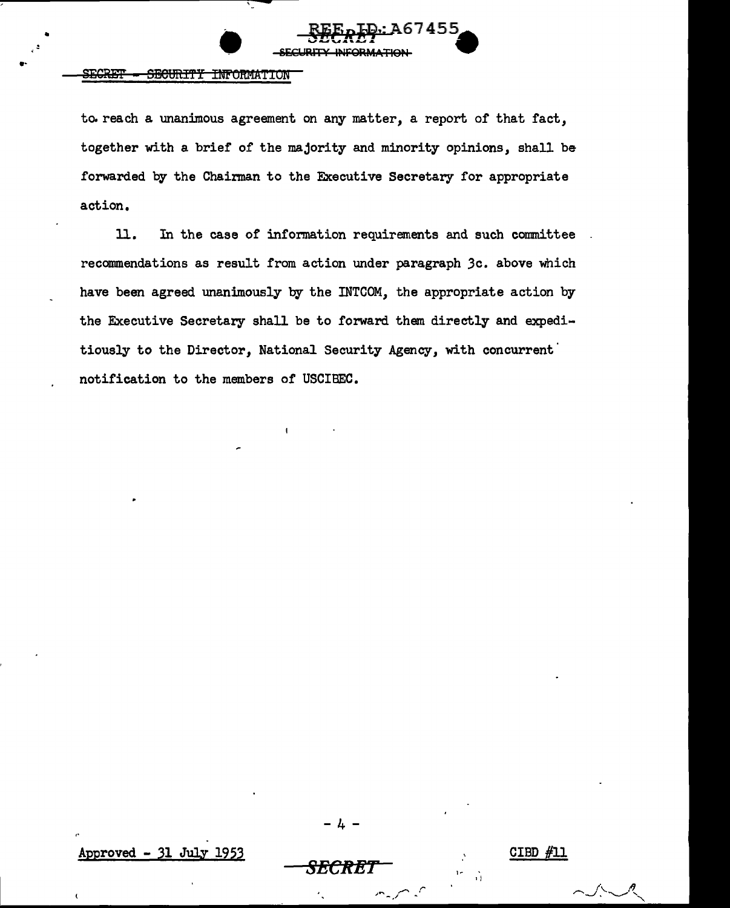to reach a unanimous agreement on any matter, a report of that fact, together with a brief of the majority and minority opinions, shall be forwarded by the Chairman to the Executive Secretary for appropriate action.

11. In the case of information requirements and such committee recommendations as result from action under paragraph 3c. above which have been agreed unanimously by the INTCOM, the appropriate action by the Executive Secretary shall be to forward them directly and expeditiously to the Director, National Security Agency, with concurrent notification to the members of USCIBEC.

Approved - 31 July 1953

CIBD #11